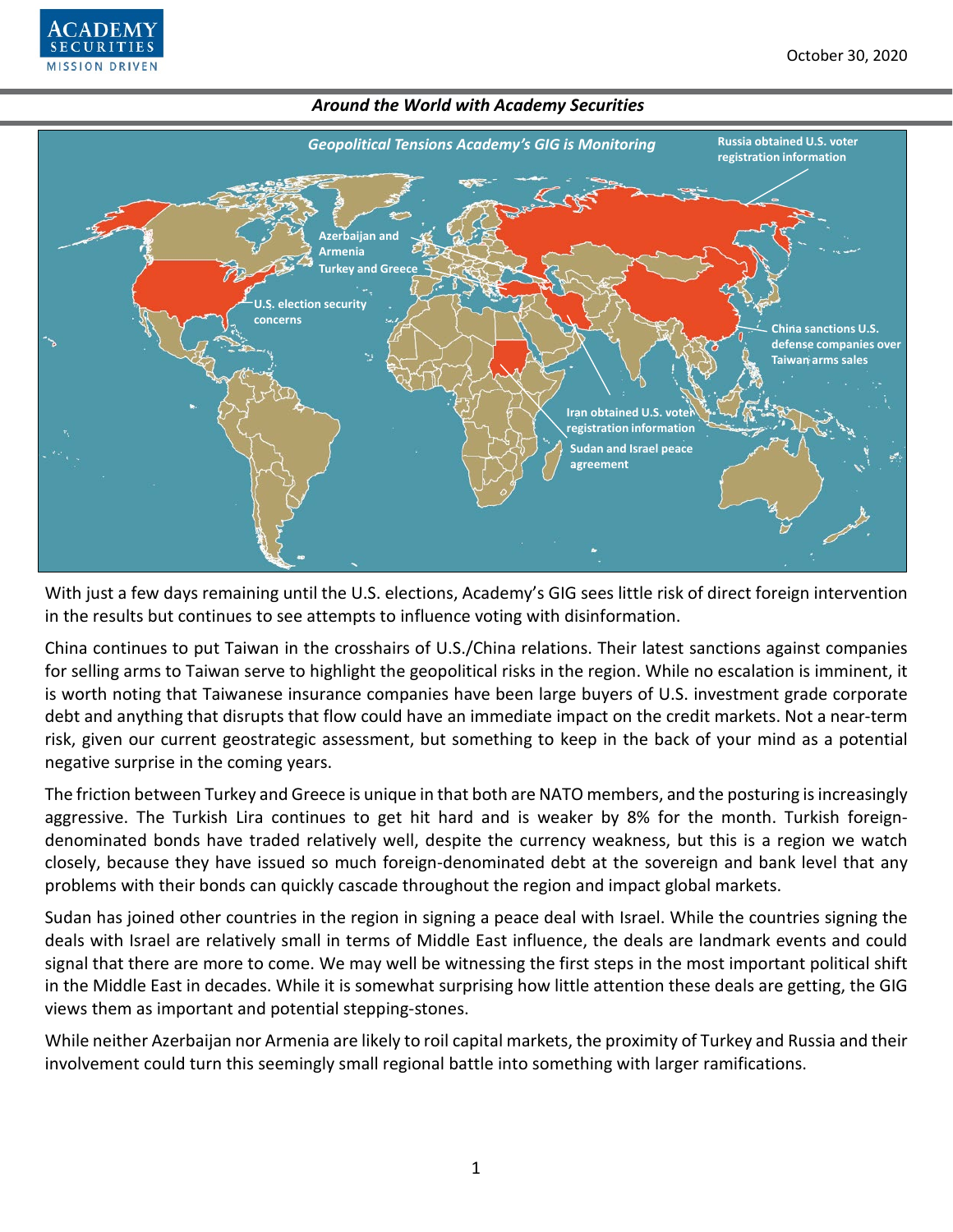October 30, 2020

*Around the World with Academy Securities*

*Geopolitical Tensions Academy's GIG is Monitoring*

- Russia obtained U.S. voter registration information
- Azerbaijan and Armenia
- Turkey and Greece
- U.S. election security concerns
- China sanctions U.S. defense companies over Taiwan arms sales
- Iran obtained U.S. voter registration information
- Sudan and Israel peace agreement

With just a few days remaining until the U.S. elections, Academy's GIG sees little risk of direct foreign intervention in the results but continues to see attempts to influence voting with disinformation.

China continues to put Taiwan in the crosshairs of U.S./China relations. Their latest sanctions against companies for selling arms to Taiwan serve to highlight the geopolitical risks in the region. While no escalation is imminent, it is worth noting that Taiwanese insurance companies have been large buyers of U.S. investment grade corporate debt and anything that disrupts that flow could have an immediate impact on the credit markets. Not a near-term risk, given our current geostrategic assessment, but something to keep in the back of your mind as a potential negative surprise in the coming years.

The friction between Turkey and Greece is unique in that both are NATO members, and the posturing is increasingly aggressive. The Turkish Lira continues to get hit hard and is weaker by 8% for the month. Turkish foreign-denominated bonds have traded relatively well, despite the currency weakness, but this is a region we watch closely, because they have issued so much foreign-denominated debt at the sovereign and bank level that any problems with their bonds can quickly cascade throughout the region and impact global markets.

Sudan has joined other countries in the region in signing a peace deal with Israel. While the countries signing the deals with Israel are relatively small in terms of Middle East influence, the deals are landmark events and could signal that there are more to come. We may well be witnessing the first steps in the most important political shift in the Middle East in decades. While it is somewhat surprising how little attention these deals are getting, the GIG views them as important and potential stepping-stones.

While neither Azerbaijan nor Armenia are likely to roil capital markets, the proximity of Turkey and Russia and their involvement could turn this seemingly small regional battle into something with larger ramifications.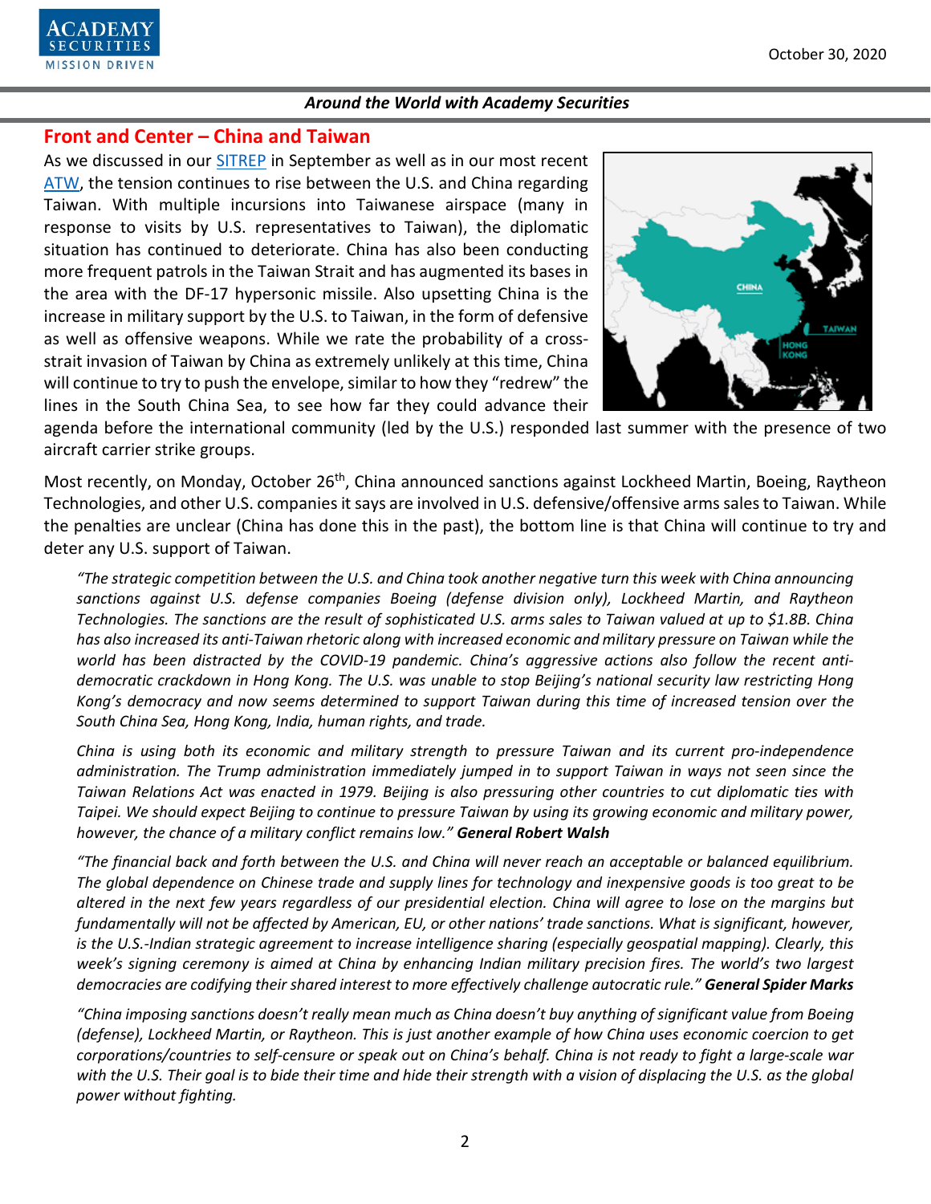## Front and Center – China and Taiwan

As we discussed in our SITREP in September as well as in our most recent ATW, the tension continues to rise between the U.S. and China regarding Taiwan. With multiple incursions into Taiwanese airspace (many in response to visits by U.S. representatives to Taiwan), the diplomatic situation has continued to deteriorate. China has also been conducting more frequent patrols in the Taiwan Strait and has augmented its bases in the area with the DF-17 hypersonic missile. Also upsetting China is the increase in military support by the U.S. to Taiwan, in the form of defensive as well as offensive weapons. While we rate the probability of a cross-strait invasion of Taiwan by China as extremely unlikely at this time, China will continue to try to push the envelope, similar to how they "redrew" the lines in the South China Sea, to see how far they could advance their agenda before the international community (led by the U.S.) responded last summer with the presence of two aircraft carrier strike groups.

Most recently, on Monday, October 26th, China announced sanctions against Lockheed Martin, Boeing, Raytheon Technologies, and other U.S. companies it says are involved in U.S. defensive/offensive arms sales to Taiwan. While the penalties are unclear (China has done this in the past), the bottom line is that China will continue to try and deter any U.S. support of Taiwan.

> *"The strategic competition between the U.S. and China took another negative turn this week with China announcing sanctions against U.S. defense companies Boeing (defense division only), Lockheed Martin, and Raytheon Technologies. The sanctions are the result of sophisticated U.S. arms sales to Taiwan valued at up to $1.8B. China has also increased its anti-Taiwan rhetoric along with increased economic and military pressure on Taiwan while the world has been distracted by the COVID-19 pandemic. China's aggressive actions also follow the recent anti-democratic crackdown in Hong Kong. The U.S. was unable to stop Beijing's national security law restricting Hong Kong's democracy and now seems determined to support Taiwan during this time of increased tension over the South China Sea, Hong Kong, India, human rights, and trade.*
>
> *China is using both its economic and military strength to pressure Taiwan and its current pro-independence administration. The Trump administration immediately jumped in to support Taiwan in ways not seen since the Taiwan Relations Act was enacted in 1979. Beijing is also pressuring other countries to cut diplomatic ties with Taipei. We should expect Beijing to continue to pressure Taiwan by using its growing economic and military power, however, the chance of a military conflict remains low."* ***General Robert Walsh***
>
> *"The financial back and forth between the U.S. and China will never reach an acceptable or balanced equilibrium. The global dependence on Chinese trade and supply lines for technology and inexpensive goods is too great to be altered in the next few years regardless of our presidential election. China will agree to lose on the margins but fundamentally will not be affected by American, EU, or other nations' trade sanctions. What is significant, however, is the U.S.-Indian strategic agreement to increase intelligence sharing (especially geospatial mapping). Clearly, this week's signing ceremony is aimed at China by enhancing Indian military precision fires. The world's two largest democracies are codifying their shared interest to more effectively challenge autocratic rule."* ***General Spider Marks***
>
> *"China imposing sanctions doesn't really mean much as China doesn't buy anything of significant value from Boeing (defense), Lockheed Martin, or Raytheon. This is just another example of how China uses economic coercion to get corporations/countries to self-censure or speak out on China's behalf. China is not ready to fight a large-scale war with the U.S. Their goal is to bide their time and hide their strength with a vision of displacing the U.S. as the global power without fighting.*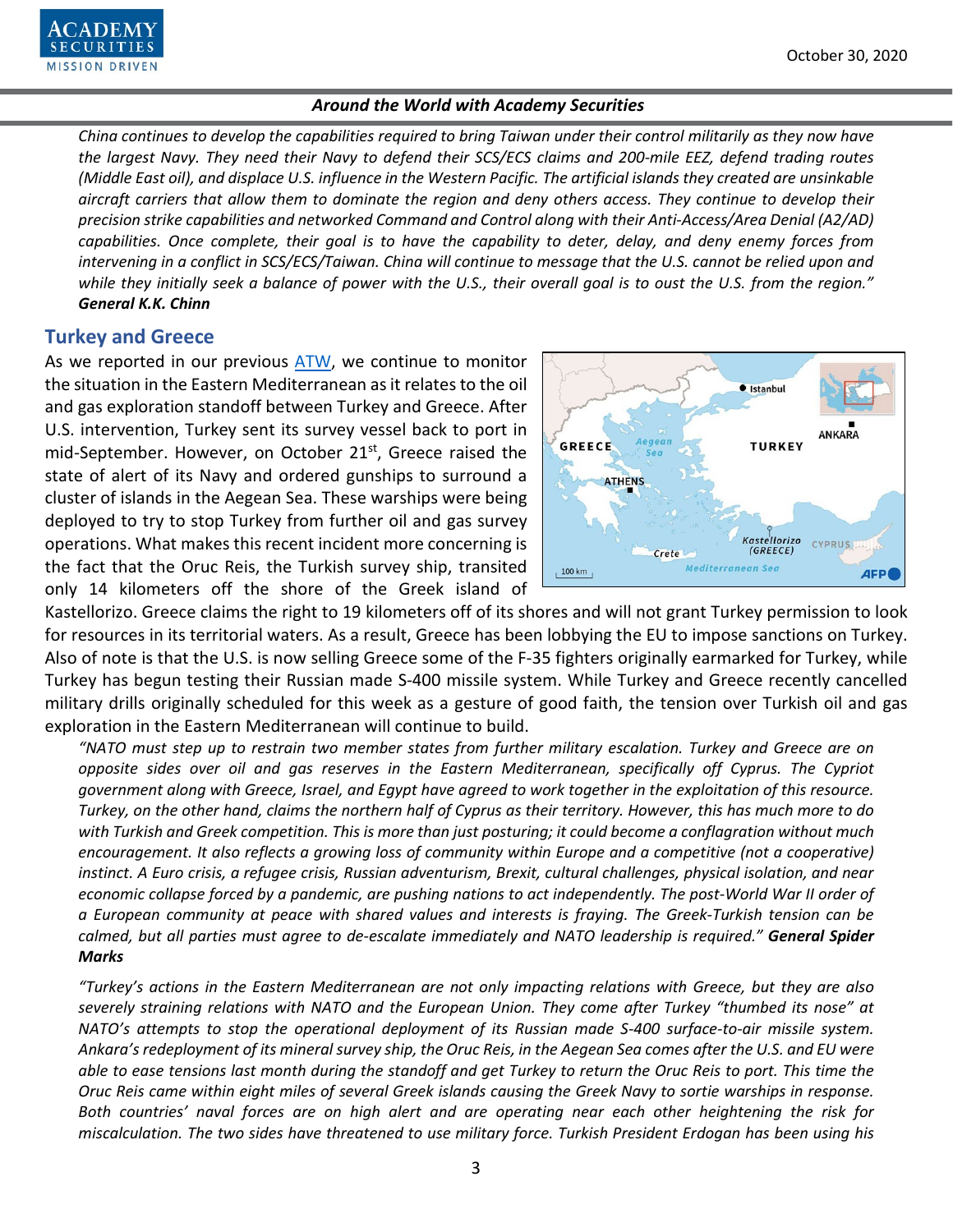*China continues to develop the capabilities required to bring Taiwan under their control militarily as they now have the largest Navy. They need their Navy to defend their SCS/ECS claims and 200-mile EEZ, defend trading routes (Middle East oil), and displace U.S. influence in the Western Pacific. The artificial islands they created are unsinkable aircraft carriers that allow them to dominate the region and deny others access. They continue to develop their precision strike capabilities and networked Command and Control along with their Anti-Access/Area Denial (A2/AD) capabilities. Once complete, their goal is to have the capability to deter, delay, and deny enemy forces from intervening in a conflict in SCS/ECS/Taiwan. China will continue to message that the U.S. cannot be relied upon and while they initially seek a balance of power with the U.S., their overall goal is to oust the U.S. from the region."* ***General K.K. Chinn***

## Turkey and Greece

As we reported in our previous ATW, we continue to monitor the situation in the Eastern Mediterranean as it relates to the oil and gas exploration standoff between Turkey and Greece. After U.S. intervention, Turkey sent its survey vessel back to port in mid-September. However, on October 21st, Greece raised the state of alert of its Navy and ordered gunships to surround a cluster of islands in the Aegean Sea. These warships were being deployed to try to stop Turkey from further oil and gas survey operations. What makes this recent incident more concerning is the fact that the Oruc Reis, the Turkish survey ship, transited only 14 kilometers off the shore of the Greek island of Kastellorizo. Greece claims the right to 19 kilometers off of its shores and will not grant Turkey permission to look for resources in its territorial waters. As a result, Greece has been lobbying the EU to impose sanctions on Turkey. Also of note is that the U.S. is now selling Greece some of the F-35 fighters originally earmarked for Turkey, while Turkey has begun testing their Russian made S-400 missile system. While Turkey and Greece recently cancelled military drills originally scheduled for this week as a gesture of good faith, the tension over Turkish oil and gas exploration in the Eastern Mediterranean will continue to build.

*"NATO must step up to restrain two member states from further military escalation. Turkey and Greece are on opposite sides over oil and gas reserves in the Eastern Mediterranean, specifically off Cyprus. The Cypriot government along with Greece, Israel, and Egypt have agreed to work together in the exploitation of this resource. Turkey, on the other hand, claims the northern half of Cyprus as their territory. However, this has much more to do with Turkish and Greek competition. This is more than just posturing; it could become a conflagration without much encouragement. It also reflects a growing loss of community within Europe and a competitive (not a cooperative) instinct. A Euro crisis, a refugee crisis, Russian adventurism, Brexit, cultural challenges, physical isolation, and near economic collapse forced by a pandemic, are pushing nations to act independently. The post-World War II order of a European community at peace with shared values and interests is fraying. The Greek-Turkish tension can be calmed, but all parties must agree to de-escalate immediately and NATO leadership is required."* ***General Spider Marks***

*"Turkey's actions in the Eastern Mediterranean are not only impacting relations with Greece, but they are also severely straining relations with NATO and the European Union. They come after Turkey "thumbed its nose" at NATO's attempts to stop the operational deployment of its Russian made S-400 surface-to-air missile system. Ankara's redeployment of its mineral survey ship, the Oruc Reis, in the Aegean Sea comes after the U.S. and EU were able to ease tensions last month during the standoff and get Turkey to return the Oruc Reis to port. This time the Oruc Reis came within eight miles of several Greek islands causing the Greek Navy to sortie warships in response. Both countries' naval forces are on high alert and are operating near each other heightening the risk for miscalculation. The two sides have threatened to use military force. Turkish President Erdogan has been using his*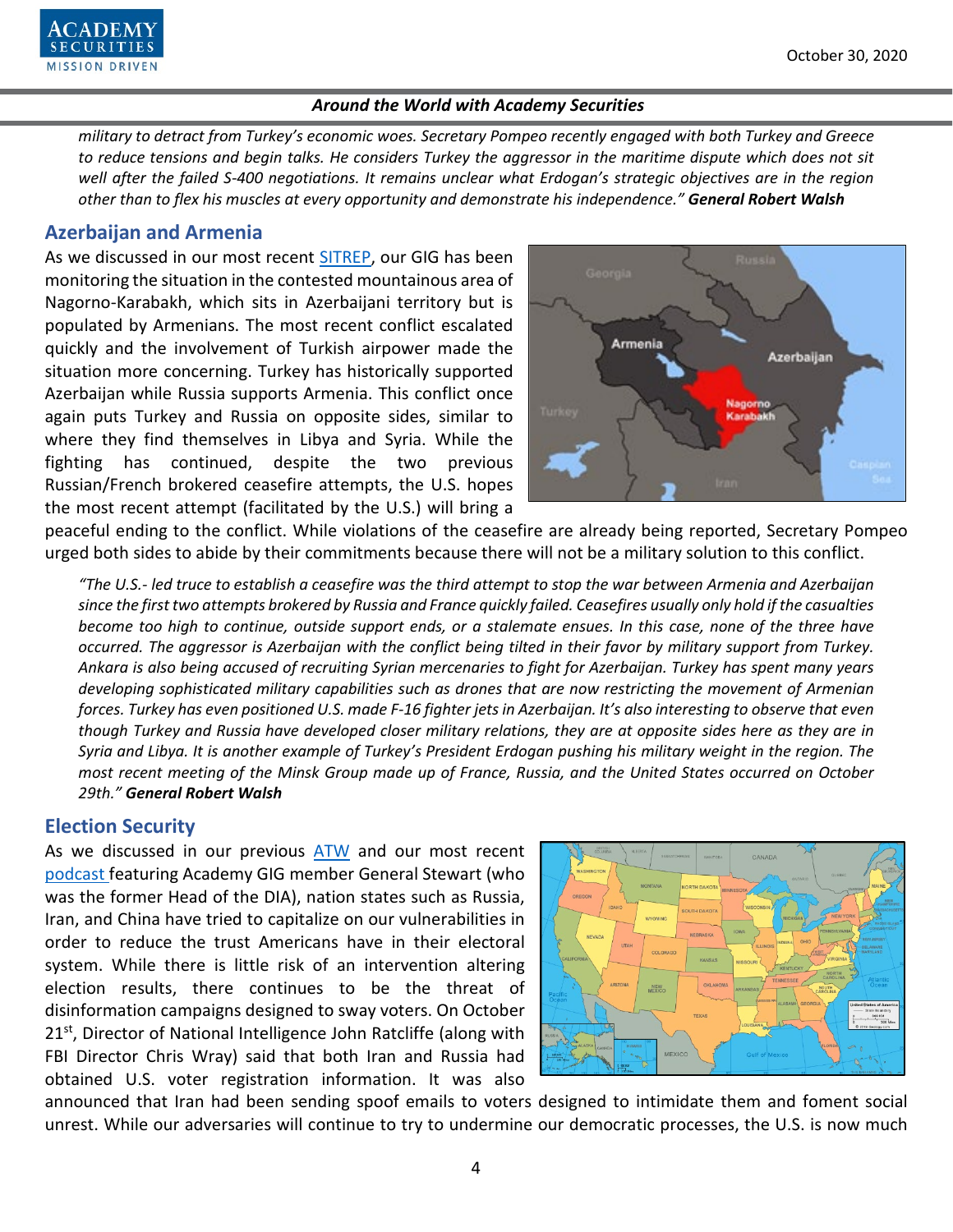*military to detract from Turkey's economic woes. Secretary Pompeo recently engaged with both Turkey and Greece to reduce tensions and begin talks. He considers Turkey the aggressor in the maritime dispute which does not sit well after the failed S-400 negotiations. It remains unclear what Erdogan's strategic objectives are in the region other than to flex his muscles at every opportunity and demonstrate his independence."* ***General Robert Walsh***

## Azerbaijan and Armenia

As we discussed in our most recent SITREP, our GIG has been monitoring the situation in the contested mountainous area of Nagorno-Karabakh, which sits in Azerbaijani territory but is populated by Armenians. The most recent conflict escalated quickly and the involvement of Turkish airpower made the situation more concerning. Turkey has historically supported Azerbaijan while Russia supports Armenia. This conflict once again puts Turkey and Russia on opposite sides, similar to where they find themselves in Libya and Syria. While the fighting has continued, despite the two previous Russian/French brokered ceasefire attempts, the U.S. hopes the most recent attempt (facilitated by the U.S.) will bring a peaceful ending to the conflict. While violations of the ceasefire are already being reported, Secretary Pompeo urged both sides to abide by their commitments because there will not be a military solution to this conflict.

*"The U.S.- led truce to establish a ceasefire was the third attempt to stop the war between Armenia and Azerbaijan since the first two attempts brokered by Russia and France quickly failed. Ceasefires usually only hold if the casualties become too high to continue, outside support ends, or a stalemate ensues. In this case, none of the three have occurred. The aggressor is Azerbaijan with the conflict being tilted in their favor by military support from Turkey. Ankara is also being accused of recruiting Syrian mercenaries to fight for Azerbaijan. Turkey has spent many years developing sophisticated military capabilities such as drones that are now restricting the movement of Armenian forces. Turkey has even positioned U.S. made F-16 fighter jets in Azerbaijan. It's also interesting to observe that even though Turkey and Russia have developed closer military relations, they are at opposite sides here as they are in Syria and Libya. It is another example of Turkey's President Erdogan pushing his military weight in the region. The most recent meeting of the Minsk Group made up of France, Russia, and the United States occurred on October 29th."* ***General Robert Walsh***

## Election Security

As we discussed in our previous ATW and our most recent podcast featuring Academy GIG member General Stewart (who was the former Head of the DIA), nation states such as Russia, Iran, and China have tried to capitalize on our vulnerabilities in order to reduce the trust Americans have in their electoral system. While there is little risk of an intervention altering election results, there continues to be the threat of disinformation campaigns designed to sway voters. On October 21st, Director of National Intelligence John Ratcliffe (along with FBI Director Chris Wray) said that both Iran and Russia had obtained U.S. voter registration information. It was also announced that Iran had been sending spoof emails to voters designed to intimidate them and foment social unrest. While our adversaries will continue to try to undermine our democratic processes, the U.S. is now much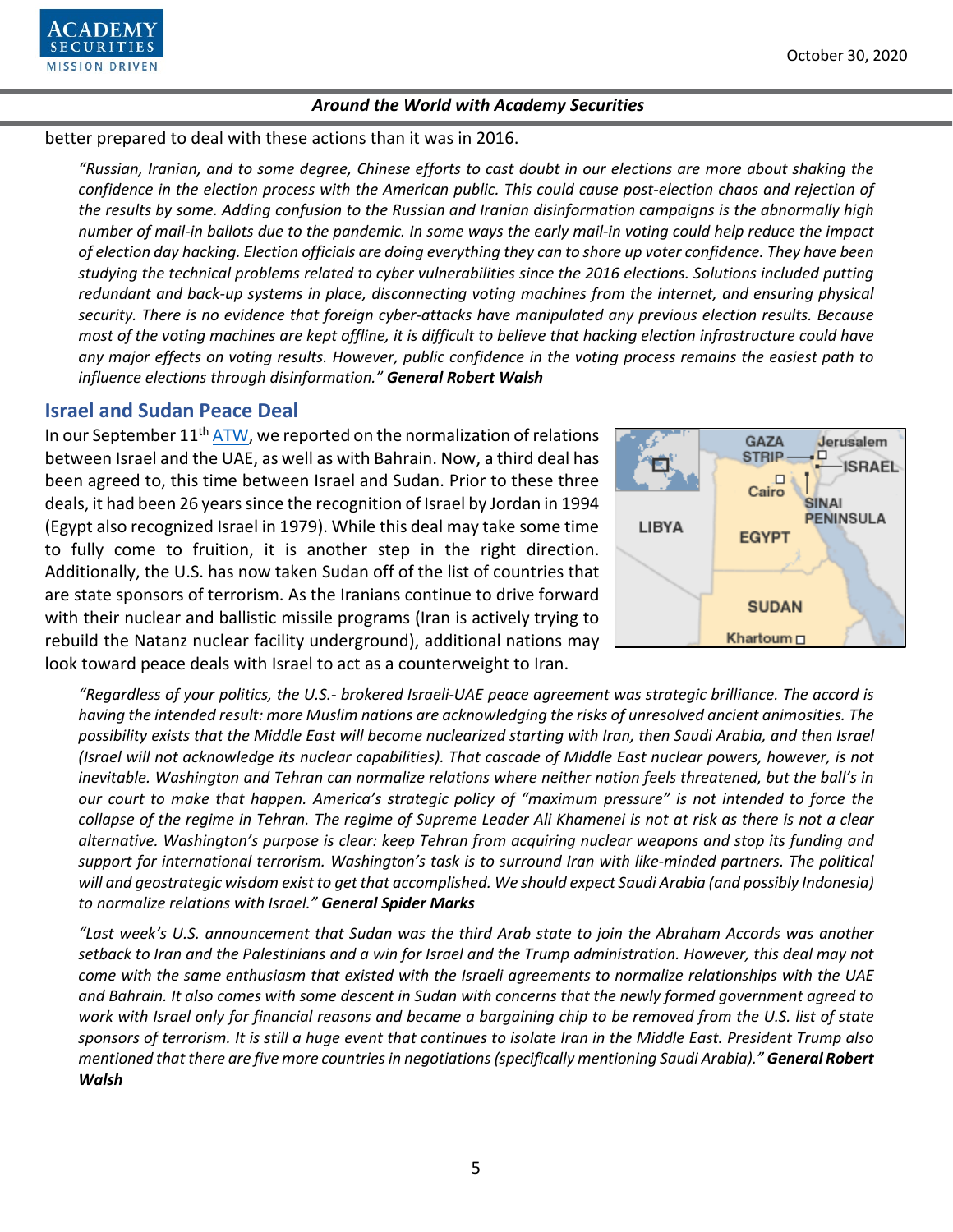better prepared to deal with these actions than it was in 2016.

*"Russian, Iranian, and to some degree, Chinese efforts to cast doubt in our elections are more about shaking the confidence in the election process with the American public. This could cause post-election chaos and rejection of the results by some. Adding confusion to the Russian and Iranian disinformation campaigns is the abnormally high number of mail-in ballots due to the pandemic. In some ways the early mail-in voting could help reduce the impact of election day hacking. Election officials are doing everything they can to shore up voter confidence. They have been studying the technical problems related to cyber vulnerabilities since the 2016 elections. Solutions included putting redundant and back-up systems in place, disconnecting voting machines from the internet, and ensuring physical security. There is no evidence that foreign cyber-attacks have manipulated any previous election results. Because most of the voting machines are kept offline, it is difficult to believe that hacking election infrastructure could have any major effects on voting results. However, public confidence in the voting process remains the easiest path to influence elections through disinformation."* ***General Robert Walsh***

## Israel and Sudan Peace Deal

In our September 11th ATW, we reported on the normalization of relations between Israel and the UAE, as well as with Bahrain. Now, a third deal has been agreed to, this time between Israel and Sudan. Prior to these three deals, it had been 26 years since the recognition of Israel by Jordan in 1994 (Egypt also recognized Israel in 1979). While this deal may take some time to fully come to fruition, it is another step in the right direction. Additionally, the U.S. has now taken Sudan off of the list of countries that are state sponsors of terrorism. As the Iranians continue to drive forward with their nuclear and ballistic missile programs (Iran is actively trying to rebuild the Natanz nuclear facility underground), additional nations may look toward peace deals with Israel to act as a counterweight to Iran.

*"Regardless of your politics, the U.S.- brokered Israeli-UAE peace agreement was strategic brilliance. The accord is having the intended result: more Muslim nations are acknowledging the risks of unresolved ancient animosities. The possibility exists that the Middle East will become nuclearized starting with Iran, then Saudi Arabia, and then Israel (Israel will not acknowledge its nuclear capabilities). That cascade of Middle East nuclear powers, however, is not inevitable. Washington and Tehran can normalize relations where neither nation feels threatened, but the ball's in our court to make that happen. America's strategic policy of "maximum pressure" is not intended to force the collapse of the regime in Tehran. The regime of Supreme Leader Ali Khamenei is not at risk as there is not a clear alternative. Washington's purpose is clear: keep Tehran from acquiring nuclear weapons and stop its funding and support for international terrorism. Washington's task is to surround Iran with like-minded partners. The political will and geostrategic wisdom exist to get that accomplished. We should expect Saudi Arabia (and possibly Indonesia) to normalize relations with Israel."* ***General Spider Marks***

*"Last week's U.S. announcement that Sudan was the third Arab state to join the Abraham Accords was another setback to Iran and the Palestinians and a win for Israel and the Trump administration. However, this deal may not come with the same enthusiasm that existed with the Israeli agreements to normalize relationships with the UAE and Bahrain. It also comes with some descent in Sudan with concerns that the newly formed government agreed to work with Israel only for financial reasons and became a bargaining chip to be removed from the U.S. list of state sponsors of terrorism. It is still a huge event that continues to isolate Iran in the Middle East. President Trump also mentioned that there are five more countries in negotiations (specifically mentioning Saudi Arabia)."* ***General Robert Walsh***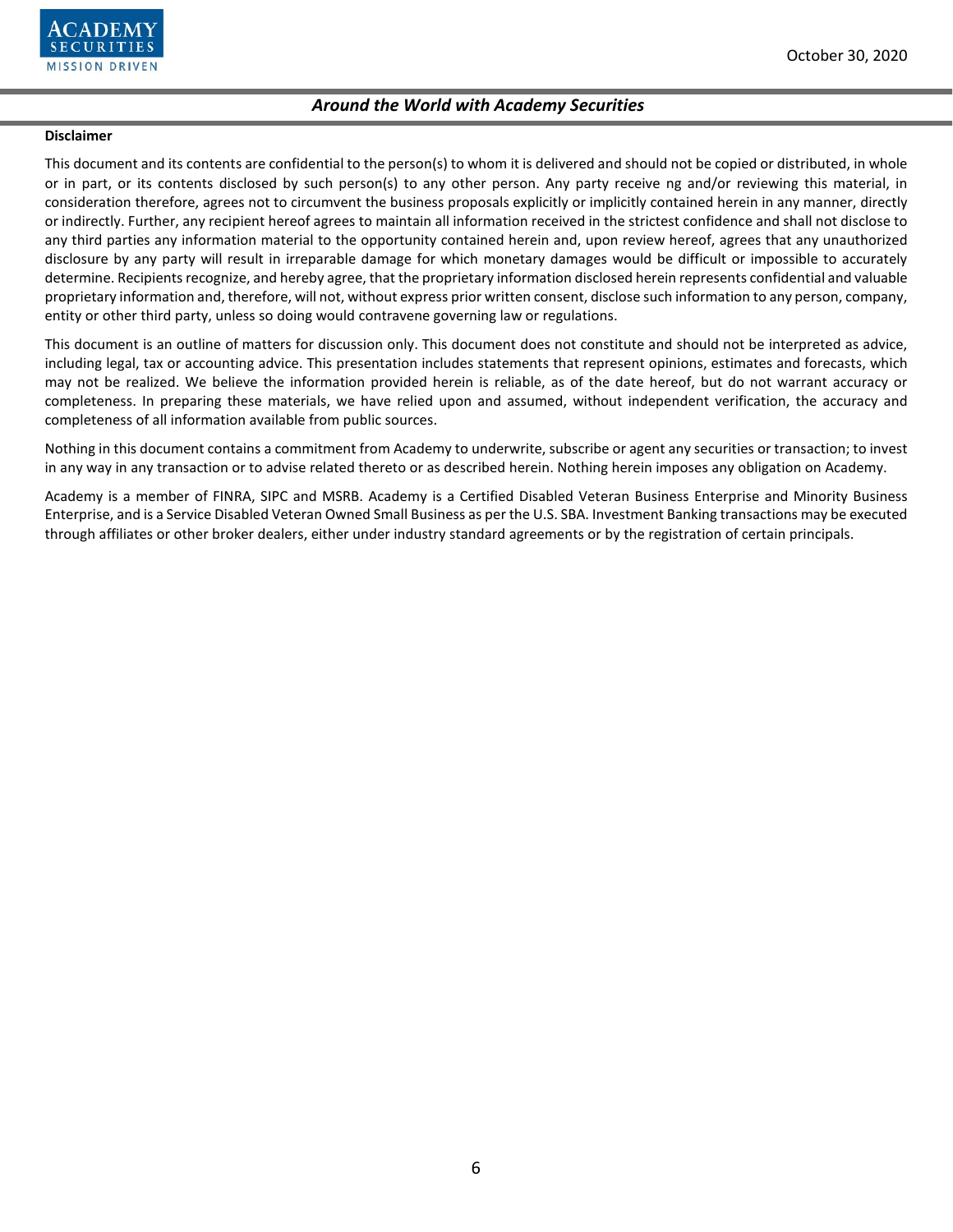**Disclaimer**

This document and its contents are confidential to the person(s) to whom it is delivered and should not be copied or distributed, in whole or in part, or its contents disclosed by such person(s) to any other person. Any party receive ng and/or reviewing this material, in consideration therefore, agrees not to circumvent the business proposals explicitly or implicitly contained herein in any manner, directly or indirectly. Further, any recipient hereof agrees to maintain all information received in the strictest confidence and shall not disclose to any third parties any information material to the opportunity contained herein and, upon review hereof, agrees that any unauthorized disclosure by any party will result in irreparable damage for which monetary damages would be difficult or impossible to accurately determine. Recipients recognize, and hereby agree, that the proprietary information disclosed herein represents confidential and valuable proprietary information and, therefore, will not, without express prior written consent, disclose such information to any person, company, entity or other third party, unless so doing would contravene governing law or regulations.

This document is an outline of matters for discussion only. This document does not constitute and should not be interpreted as advice, including legal, tax or accounting advice. This presentation includes statements that represent opinions, estimates and forecasts, which may not be realized. We believe the information provided herein is reliable, as of the date hereof, but do not warrant accuracy or completeness. In preparing these materials, we have relied upon and assumed, without independent verification, the accuracy and completeness of all information available from public sources.

Nothing in this document contains a commitment from Academy to underwrite, subscribe or agent any securities or transaction; to invest in any way in any transaction or to advise related thereto or as described herein. Nothing herein imposes any obligation on Academy.

Academy is a member of FINRA, SIPC and MSRB. Academy is a Certified Disabled Veteran Business Enterprise and Minority Business Enterprise, and is a Service Disabled Veteran Owned Small Business as per the U.S. SBA. Investment Banking transactions may be executed through affiliates or other broker dealers, either under industry standard agreements or by the registration of certain principals.